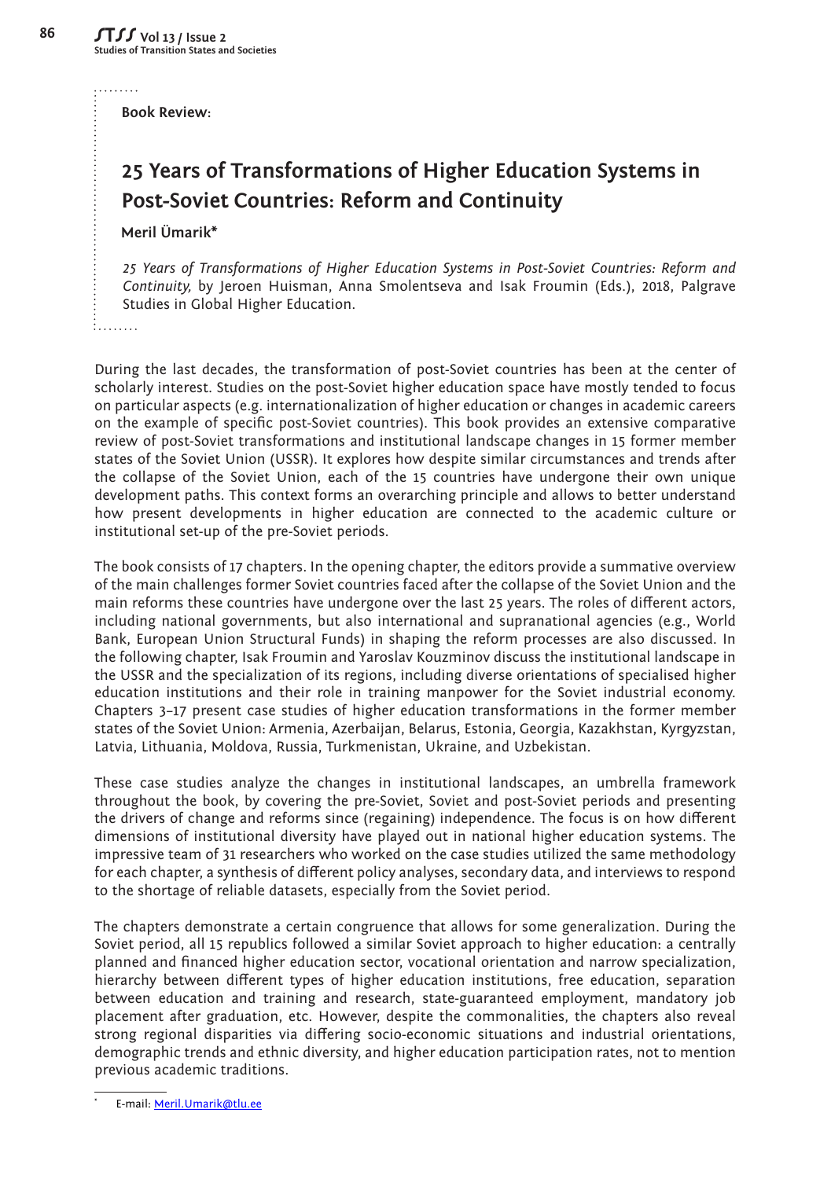Book Review:

# 25 Years of Transformations of Higher Education Systems in Post-Soviet Countries: Reform and Continuity

**Meril Ümarik***

*25 Years of Transformations of Higher Education Systems in Post-Soviet Countries: Reform and Continuity,* by Jeroen Huisman, Anna Smolentseva and Isak Froumin (Eds.), 2018, Palgrave Studies in Global Higher Education.

During the last decades, the transformation of post-Soviet countries has been at the center of scholarly interest. Studies on the post-Soviet higher education space have mostly tended to focus on particular aspects (e.g. internationalization of higher education or changes in academic careers on the example of specific post-Soviet countries). This book provides an extensive comparative review of post-Soviet transformations and institutional landscape changes in 15 former member states of the Soviet Union (USSR). It explores how despite similar circumstances and trends after the collapse of the Soviet Union, each of the 15 countries have undergone their own unique development paths. This context forms an overarching principle and allows to better understand how present developments in higher education are connected to the academic culture or institutional set-up of the pre-Soviet periods.

The book consists of 17 chapters. In the opening chapter, the editors provide a summative overview of the main challenges former Soviet countries faced after the collapse of the Soviet Union and the main reforms these countries have undergone over the last 25 years. The roles of different actors, including national governments, but also international and supranational agencies (e.g., World Bank, European Union Structural Funds) in shaping the reform processes are also discussed. In the following chapter, Isak Froumin and Yaroslav Kouzminov discuss the institutional landscape in the USSR and the specialization of its regions, including diverse orientations of specialised higher education institutions and their role in training manpower for the Soviet industrial economy. Chapters 3–17 present case studies of higher education transformations in the former member states of the Soviet Union: Armenia, Azerbaijan, Belarus, Estonia, Georgia, Kazakhstan, Kyrgyzstan, Latvia, Lithuania, Moldova, Russia, Turkmenistan, Ukraine, and Uzbekistan.

These case studies analyze the changes in institutional landscapes, an umbrella framework throughout the book, by covering the pre-Soviet, Soviet and post-Soviet periods and presenting the drivers of change and reforms since (regaining) independence. The focus is on how different dimensions of institutional diversity have played out in national higher education systems. The impressive team of 31 researchers who worked on the case studies utilized the same methodology for each chapter, a synthesis of different policy analyses, secondary data, and interviews to respond to the shortage of reliable datasets, especially from the Soviet period.

The chapters demonstrate a certain congruence that allows for some generalization. During the Soviet period, all 15 republics followed a similar Soviet approach to higher education: a centrally planned and financed higher education sector, vocational orientation and narrow specialization, hierarchy between different types of higher education institutions, free education, separation between education and training and research, state-guaranteed employment, mandatory job placement after graduation, etc. However, despite the commonalities, the chapters also reveal strong regional disparities via differing socio-economic situations and industrial orientations, demographic trends and ethnic diversity, and higher education participation rates, not to mention previous academic traditions.

* E-mail: Meril.Umarik@tlu.ee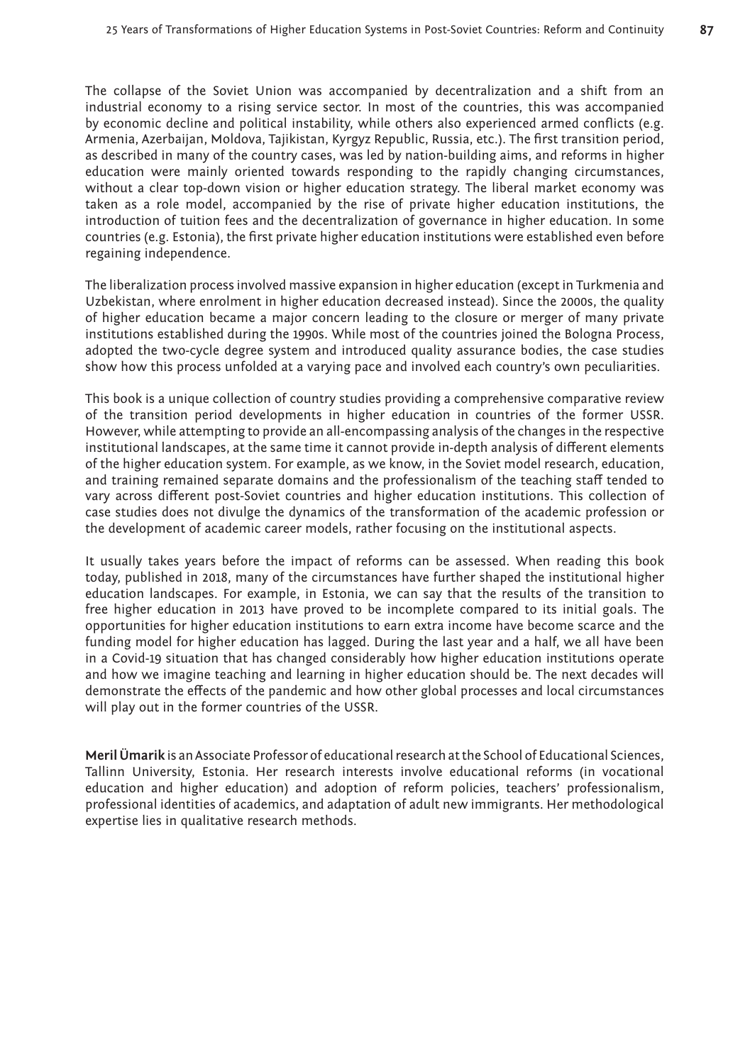The collapse of the Soviet Union was accompanied by decentralization and a shift from an industrial economy to a rising service sector. In most of the countries, this was accompanied by economic decline and political instability, while others also experienced armed conflicts (e.g. Armenia, Azerbaijan, Moldova, Tajikistan, Kyrgyz Republic, Russia, etc.). The first transition period, as described in many of the country cases, was led by nation-building aims, and reforms in higher education were mainly oriented towards responding to the rapidly changing circumstances, without a clear top-down vision or higher education strategy. The liberal market economy was taken as a role model, accompanied by the rise of private higher education institutions, the introduction of tuition fees and the decentralization of governance in higher education. In some countries (e.g. Estonia), the first private higher education institutions were established even before regaining independence.

The liberalization process involved massive expansion in higher education (except in Turkmenia and Uzbekistan, where enrolment in higher education decreased instead). Since the 2000s, the quality of higher education became a major concern leading to the closure or merger of many private institutions established during the 1990s. While most of the countries joined the Bologna Process, adopted the two-cycle degree system and introduced quality assurance bodies, the case studies show how this process unfolded at a varying pace and involved each country's own peculiarities.

This book is a unique collection of country studies providing a comprehensive comparative review of the transition period developments in higher education in countries of the former USSR. However, while attempting to provide an all-encompassing analysis of the changes in the respective institutional landscapes, at the same time it cannot provide in-depth analysis of different elements of the higher education system. For example, as we know, in the Soviet model research, education, and training remained separate domains and the professionalism of the teaching staff tended to vary across different post-Soviet countries and higher education institutions. This collection of case studies does not divulge the dynamics of the transformation of the academic profession or the development of academic career models, rather focusing on the institutional aspects.

It usually takes years before the impact of reforms can be assessed. When reading this book today, published in 2018, many of the circumstances have further shaped the institutional higher education landscapes. For example, in Estonia, we can say that the results of the transition to free higher education in 2013 have proved to be incomplete compared to its initial goals. The opportunities for higher education institutions to earn extra income have become scarce and the funding model for higher education has lagged. During the last year and a half, we all have been in a Covid-19 situation that has changed considerably how higher education institutions operate and how we imagine teaching and learning in higher education should be. The next decades will demonstrate the effects of the pandemic and how other global processes and local circumstances will play out in the former countries of the USSR.

**Meril Ümarik** is an Associate Professor of educational research at the School of Educational Sciences, Tallinn University, Estonia. Her research interests involve educational reforms (in vocational education and higher education) and adoption of reform policies, teachers' professionalism, professional identities of academics, and adaptation of adult new immigrants. Her methodological expertise lies in qualitative research methods.